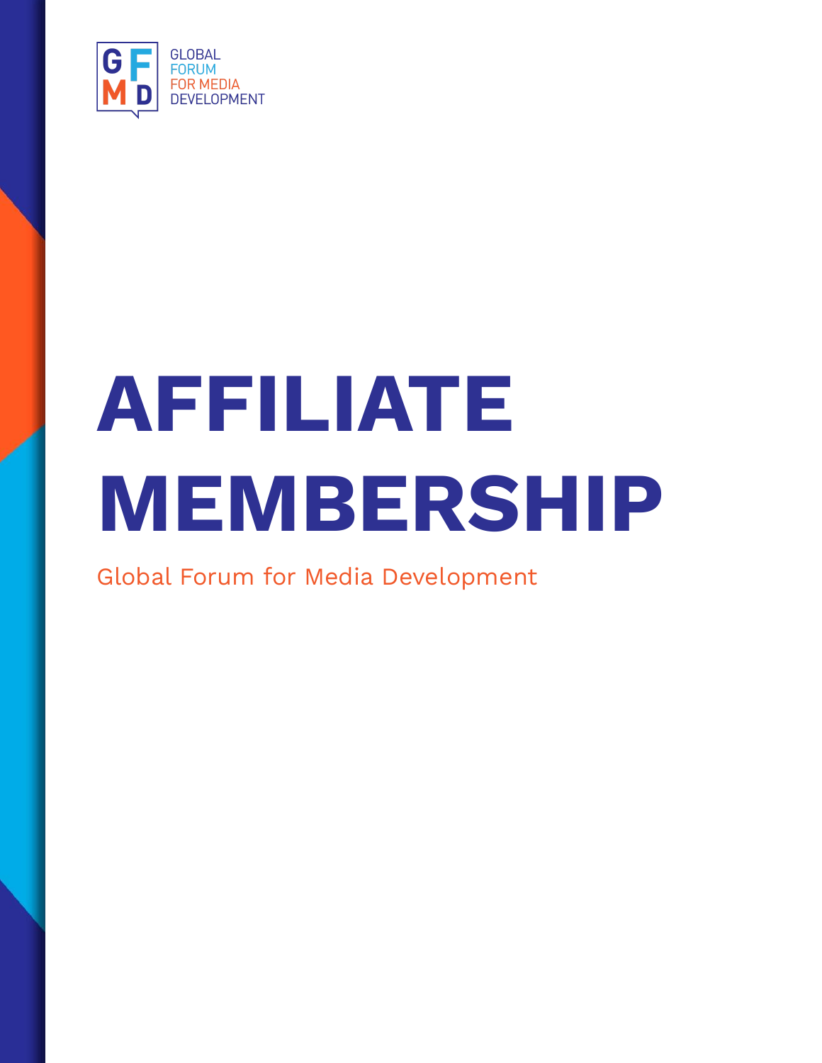GLOBAL FORUM FOR MEDIA DEVELOPMENT

# AFFILIATE MEMBERSHIP

Global Forum for Media Development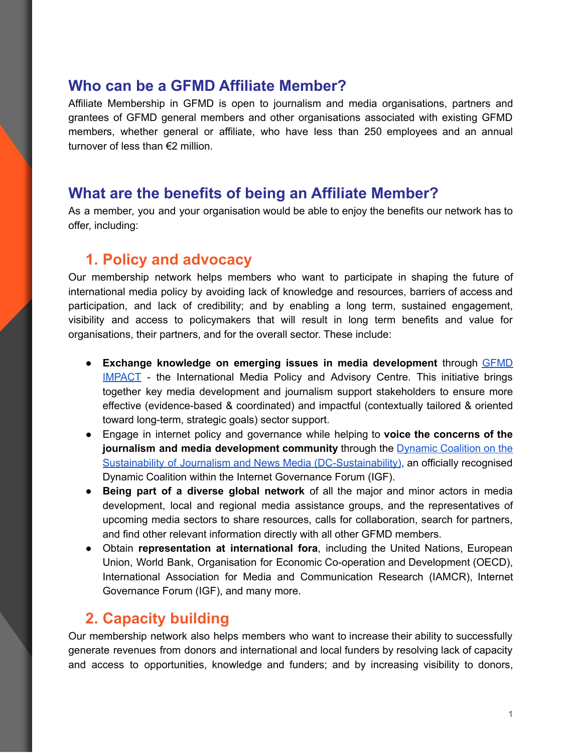## Who can be a GFMD Affiliate Member?

Affiliate Membership in GFMD is open to journalism and media organisations, partners and grantees of GFMD general members and other organisations associated with existing GFMD members, whether general or affiliate, who have less than 250 employees and an annual turnover of less than €2 million.

## What are the benefits of being an Affiliate Member?

As a member, you and your organisation would be able to enjoy the benefits our network has to offer, including:

### 1. Policy and advocacy

Our membership network helps members who want to participate in shaping the future of international media policy by avoiding lack of knowledge and resources, barriers of access and participation, and lack of credibility; and by enabling a long term, sustained engagement, visibility and access to policymakers that will result in long term benefits and value for organisations, their partners, and for the overall sector. These include:

- **Exchange knowledge on emerging issues in media development** through GFMD IMPACT - the International Media Policy and Advisory Centre. This initiative brings together key media development and journalism support stakeholders to ensure more effective (evidence-based & coordinated) and impactful (contextually tailored & oriented toward long-term, strategic goals) sector support.
- Engage in internet policy and governance while helping to **voice the concerns of the journalism and media development community** through the Dynamic Coalition on the Sustainability of Journalism and News Media (DC-Sustainability), an officially recognised Dynamic Coalition within the Internet Governance Forum (IGF).
- **Being part of a diverse global network** of all the major and minor actors in media development, local and regional media assistance groups, and the representatives of upcoming media sectors to share resources, calls for collaboration, search for partners, and find other relevant information directly with all other GFMD members.
- Obtain **representation at international fora**, including the United Nations, European Union, World Bank, Organisation for Economic Co-operation and Development (OECD), International Association for Media and Communication Research (IAMCR), Internet Governance Forum (IGF), and many more.

### 2. Capacity building

Our membership network also helps members who want to increase their ability to successfully generate revenues from donors and international and local funders by resolving lack of capacity and access to opportunities, knowledge and funders; and by increasing visibility to donors,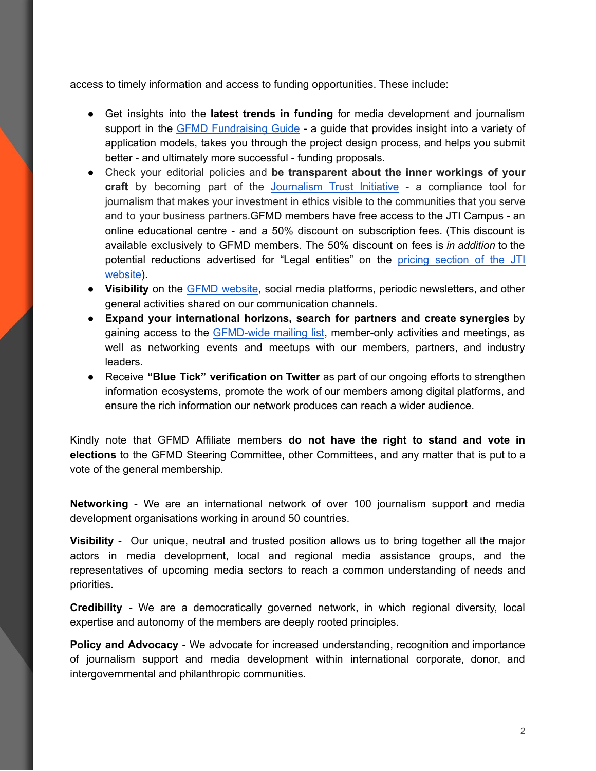access to timely information and access to funding opportunities. These include:

- Get insights into the **latest trends in funding** for media development and journalism support in the [GFMD Fundraising Guide](#) - a guide that provides insight into a variety of application models, takes you through the project design process, and helps you submit better - and ultimately more successful - funding proposals.
- Check your editorial policies and **be transparent about the inner workings of your craft** by becoming part of the [Journalism Trust Initiative](#) - a compliance tool for journalism that makes your investment in ethics visible to the communities that you serve and to your business partners.GFMD members have free access to the JTI Campus - an online educational centre - and a 50% discount on subscription fees. (This discount is available exclusively to GFMD members. The 50% discount on fees is *in addition* to the potential reductions advertised for "Legal entities" on the [pricing section of the JTI website](#)).
- **Visibility** on the [GFMD website](#), social media platforms, periodic newsletters, and other general activities shared on our communication channels.
- **Expand your international horizons, search for partners and create synergies** by gaining access to the [GFMD-wide mailing list](#), member-only activities and meetings, as well as networking events and meetups with our members, partners, and industry leaders.
- Receive **"Blue Tick" verification on Twitter** as part of our ongoing efforts to strengthen information ecosystems, promote the work of our members among digital platforms, and ensure the rich information our network produces can reach a wider audience.

Kindly note that GFMD Affiliate members **do not have the right to stand and vote in elections** to the GFMD Steering Committee, other Committees, and any matter that is put to a vote of the general membership.

**Networking** - We are an international network of over 100 journalism support and media development organisations working in around 50 countries.

**Visibility** - Our unique, neutral and trusted position allows us to bring together all the major actors in media development, local and regional media assistance groups, and the representatives of upcoming media sectors to reach a common understanding of needs and priorities.

**Credibility** - We are a democratically governed network, in which regional diversity, local expertise and autonomy of the members are deeply rooted principles.

**Policy and Advocacy** - We advocate for increased understanding, recognition and importance of journalism support and media development within international corporate, donor, and intergovernmental and philanthropic communities.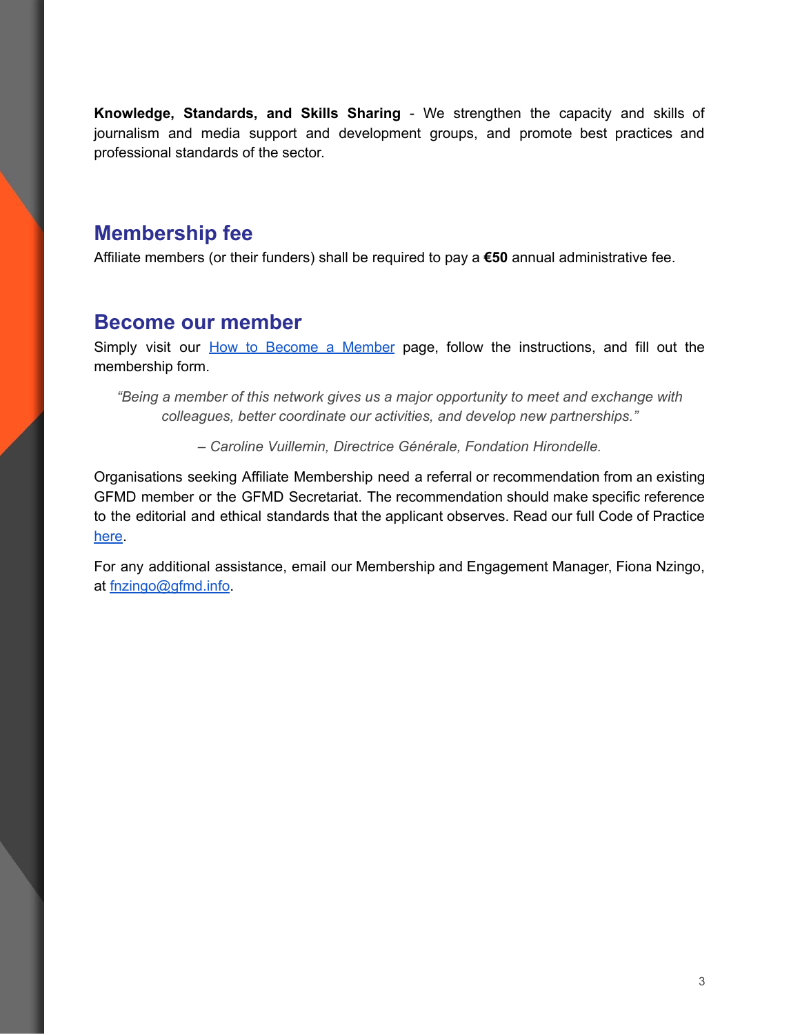**Knowledge, Standards, and Skills Sharing** - We strengthen the capacity and skills of journalism and media support and development groups, and promote best practices and professional standards of the sector.

## Membership fee

Affiliate members (or their funders) shall be required to pay a **€50** annual administrative fee.

## Become our member

Simply visit our How to Become a Member page, follow the instructions, and fill out the membership form.

> *"Being a member of this network gives us a major opportunity to meet and exchange with colleagues, better coordinate our activities, and develop new partnerships."*
>
> *– Caroline Vuillemin, Directrice Générale, Fondation Hirondelle.*

Organisations seeking Affiliate Membership need a referral or recommendation from an existing GFMD member or the GFMD Secretariat. The recommendation should make specific reference to the editorial and ethical standards that the applicant observes. Read our full Code of Practice here.

For any additional assistance, email our Membership and Engagement Manager, Fiona Nzingo, at fnzingo@gfmd.info.